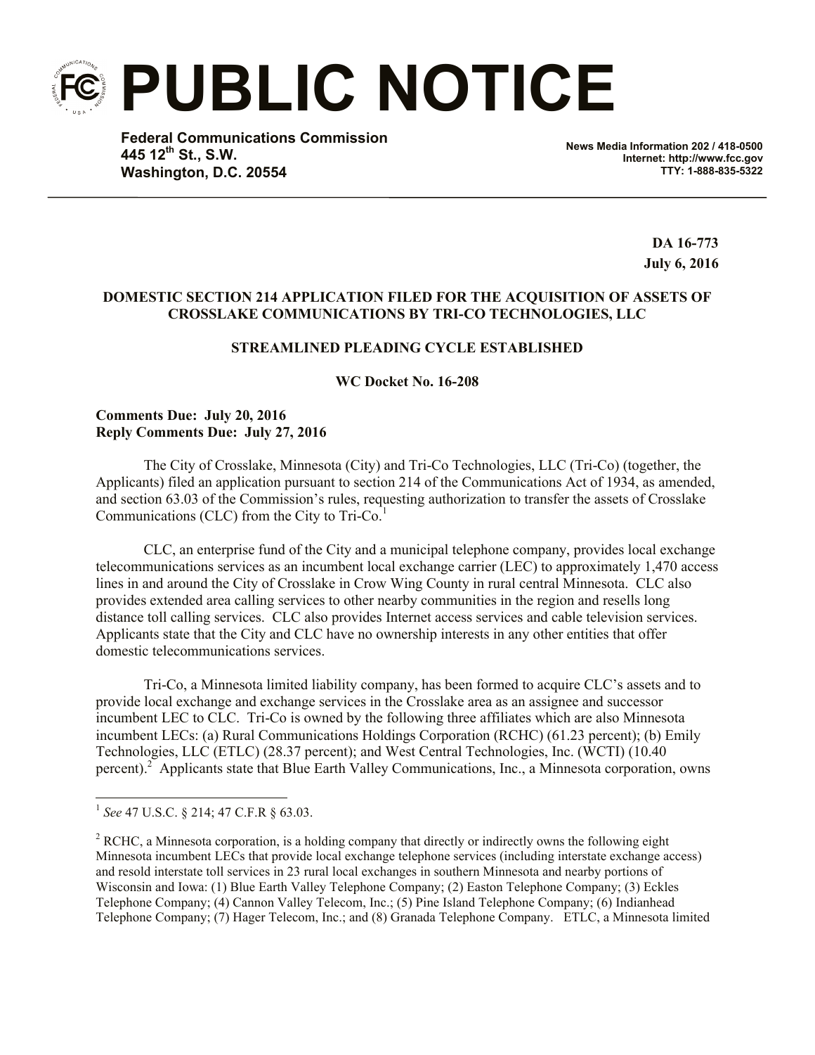# PUBLIC NOTICE

**Federal Communications Commission**
**445 12th St., S.W.**
**Washington, D.C. 20554**

**News Media Information 202 / 418-0500**
**Internet: http://www.fcc.gov**
**TTY: 1-888-835-5322**

**DA 16-773**
**July 6, 2016**

**DOMESTIC SECTION 214 APPLICATION FILED FOR THE ACQUISITION OF ASSETS OF CROSSLAKE COMMUNICATIONS BY TRI-CO TECHNOLOGIES, LLC**

**STREAMLINED PLEADING CYCLE ESTABLISHED**

**WC Docket No. 16-208**

**Comments Due: July 20, 2016**
**Reply Comments Due: July 27, 2016**

The City of Crosslake, Minnesota (City) and Tri-Co Technologies, LLC (Tri-Co) (together, the Applicants) filed an application pursuant to section 214 of the Communications Act of 1934, as amended, and section 63.03 of the Commission's rules, requesting authorization to transfer the assets of Crosslake Communications (CLC) from the City to Tri-Co.[1]

CLC, an enterprise fund of the City and a municipal telephone company, provides local exchange telecommunications services as an incumbent local exchange carrier (LEC) to approximately 1,470 access lines in and around the City of Crosslake in Crow Wing County in rural central Minnesota. CLC also provides extended area calling services to other nearby communities in the region and resells long distance toll calling services. CLC also provides Internet access services and cable television services. Applicants state that the City and CLC have no ownership interests in any other entities that offer domestic telecommunications services.

Tri-Co, a Minnesota limited liability company, has been formed to acquire CLC's assets and to provide local exchange and exchange services in the Crosslake area as an assignee and successor incumbent LEC to CLC. Tri-Co is owned by the following three affiliates which are also Minnesota incumbent LECs: (a) Rural Communications Holdings Corporation (RCHC) (61.23 percent); (b) Emily Technologies, LLC (ETLC) (28.37 percent); and West Central Technologies, Inc. (WCTI) (10.40 percent).[2] Applicants state that Blue Earth Valley Communications, Inc., a Minnesota corporation, owns

---

[1] *See* 47 U.S.C. § 214; 47 C.F.R § 63.03.

[2] RCHC, a Minnesota corporation, is a holding company that directly or indirectly owns the following eight Minnesota incumbent LECs that provide local exchange telephone services (including interstate exchange access) and resold interstate toll services in 23 rural local exchanges in southern Minnesota and nearby portions of Wisconsin and Iowa: (1) Blue Earth Valley Telephone Company; (2) Easton Telephone Company; (3) Eckles Telephone Company; (4) Cannon Valley Telecom, Inc.; (5) Pine Island Telephone Company; (6) Indianhead Telephone Company; (7) Hager Telecom, Inc.; and (8) Granada Telephone Company. ETLC, a Minnesota limited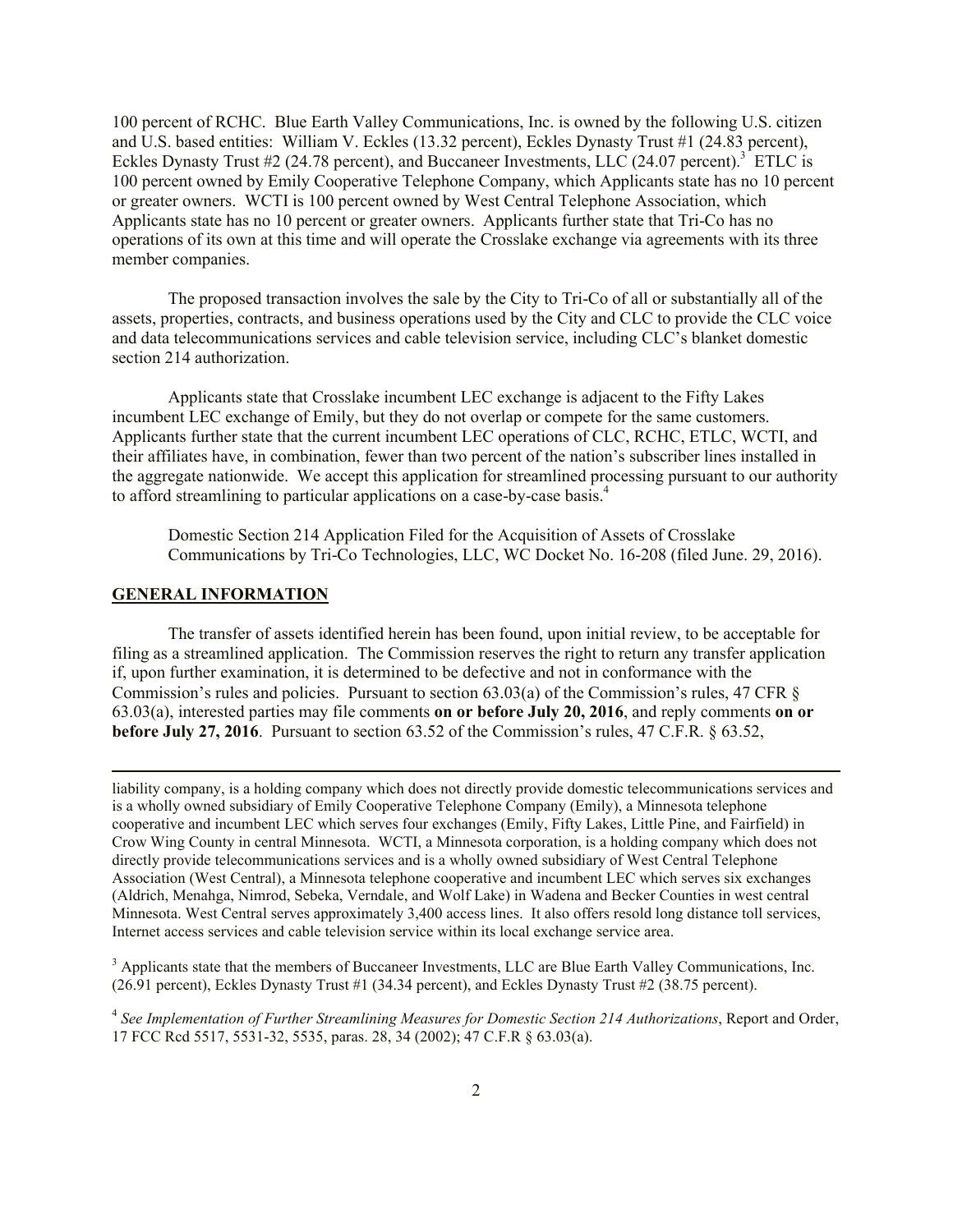100 percent of RCHC. Blue Earth Valley Communications, Inc. is owned by the following U.S. citizen and U.S. based entities: William V. Eckles (13.32 percent), Eckles Dynasty Trust #1 (24.83 percent), Eckles Dynasty Trust #2 (24.78 percent), and Buccaneer Investments, LLC (24.07 percent).[3] ETLC is 100 percent owned by Emily Cooperative Telephone Company, which Applicants state has no 10 percent or greater owners. WCTI is 100 percent owned by West Central Telephone Association, which Applicants state has no 10 percent or greater owners. Applicants further state that Tri-Co has no operations of its own at this time and will operate the Crosslake exchange via agreements with its three member companies.

The proposed transaction involves the sale by the City to Tri-Co of all or substantially all of the assets, properties, contracts, and business operations used by the City and CLC to provide the CLC voice and data telecommunications services and cable television service, including CLC's blanket domestic section 214 authorization.

Applicants state that Crosslake incumbent LEC exchange is adjacent to the Fifty Lakes incumbent LEC exchange of Emily, but they do not overlap or compete for the same customers. Applicants further state that the current incumbent LEC operations of CLC, RCHC, ETLC, WCTI, and their affiliates have, in combination, fewer than two percent of the nation's subscriber lines installed in the aggregate nationwide. We accept this application for streamlined processing pursuant to our authority to afford streamlining to particular applications on a case-by-case basis.[4]

Domestic Section 214 Application Filed for the Acquisition of Assets of Crosslake Communications by Tri-Co Technologies, LLC, WC Docket No. 16-208 (filed June. 29, 2016).

## GENERAL INFORMATION

The transfer of assets identified herein has been found, upon initial review, to be acceptable for filing as a streamlined application. The Commission reserves the right to return any transfer application if, upon further examination, it is determined to be defective and not in conformance with the Commission's rules and policies. Pursuant to section 63.03(a) of the Commission's rules, 47 CFR § 63.03(a), interested parties may file comments **on or before July 20, 2016**, and reply comments **on or before July 27, 2016**. Pursuant to section 63.52 of the Commission's rules, 47 C.F.R. § 63.52,

---

liability company, is a holding company which does not directly provide domestic telecommunications services and is a wholly owned subsidiary of Emily Cooperative Telephone Company (Emily), a Minnesota telephone cooperative and incumbent LEC which serves four exchanges (Emily, Fifty Lakes, Little Pine, and Fairfield) in Crow Wing County in central Minnesota. WCTI, a Minnesota corporation, is a holding company which does not directly provide telecommunications services and is a wholly owned subsidiary of West Central Telephone Association (West Central), a Minnesota telephone cooperative and incumbent LEC which serves six exchanges (Aldrich, Menahga, Nimrod, Sebeka, Verndale, and Wolf Lake) in Wadena and Becker Counties in west central Minnesota. West Central serves approximately 3,400 access lines. It also offers resold long distance toll services, Internet access services and cable television service within its local exchange service area.

[3] Applicants state that the members of Buccaneer Investments, LLC are Blue Earth Valley Communications, Inc. (26.91 percent), Eckles Dynasty Trust #1 (34.34 percent), and Eckles Dynasty Trust #2 (38.75 percent).

[4] *See Implementation of Further Streamlining Measures for Domestic Section 214 Authorizations*, Report and Order, 17 FCC Rcd 5517, 5531-32, 5535, paras. 28, 34 (2002); 47 C.F.R § 63.03(a).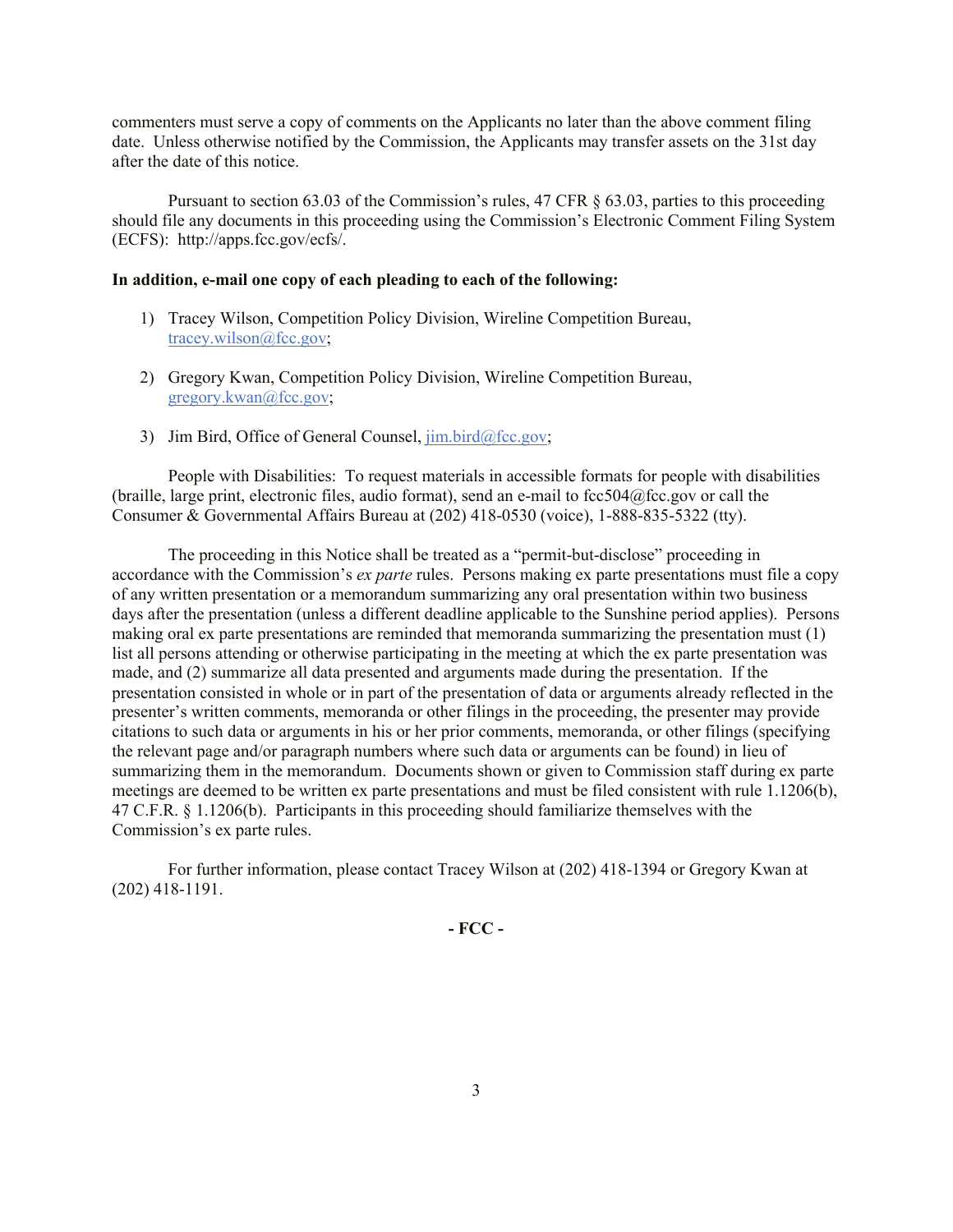commenters must serve a copy of comments on the Applicants no later than the above comment filing date. Unless otherwise notified by the Commission, the Applicants may transfer assets on the 31st day after the date of this notice.

Pursuant to section 63.03 of the Commission's rules, 47 CFR § 63.03, parties to this proceeding should file any documents in this proceeding using the Commission's Electronic Comment Filing System (ECFS): http://apps.fcc.gov/ecfs/.

**In addition, e-mail one copy of each pleading to each of the following:**

1) Tracey Wilson, Competition Policy Division, Wireline Competition Bureau, tracey.wilson@fcc.gov;

2) Gregory Kwan, Competition Policy Division, Wireline Competition Bureau, gregory.kwan@fcc.gov;

3) Jim Bird, Office of General Counsel, jim.bird@fcc.gov;

People with Disabilities: To request materials in accessible formats for people with disabilities (braille, large print, electronic files, audio format), send an e-mail to fcc504@fcc.gov or call the Consumer & Governmental Affairs Bureau at (202) 418-0530 (voice), 1-888-835-5322 (tty).

The proceeding in this Notice shall be treated as a "permit-but-disclose" proceeding in accordance with the Commission's *ex parte* rules. Persons making ex parte presentations must file a copy of any written presentation or a memorandum summarizing any oral presentation within two business days after the presentation (unless a different deadline applicable to the Sunshine period applies). Persons making oral ex parte presentations are reminded that memoranda summarizing the presentation must (1) list all persons attending or otherwise participating in the meeting at which the ex parte presentation was made, and (2) summarize all data presented and arguments made during the presentation. If the presentation consisted in whole or in part of the presentation of data or arguments already reflected in the presenter's written comments, memoranda or other filings in the proceeding, the presenter may provide citations to such data or arguments in his or her prior comments, memoranda, or other filings (specifying the relevant page and/or paragraph numbers where such data or arguments can be found) in lieu of summarizing them in the memorandum. Documents shown or given to Commission staff during ex parte meetings are deemed to be written ex parte presentations and must be filed consistent with rule 1.1206(b), 47 C.F.R. § 1.1206(b). Participants in this proceeding should familiarize themselves with the Commission's ex parte rules.

For further information, please contact Tracey Wilson at (202) 418-1394 or Gregory Kwan at (202) 418-1191.

**- FCC -**